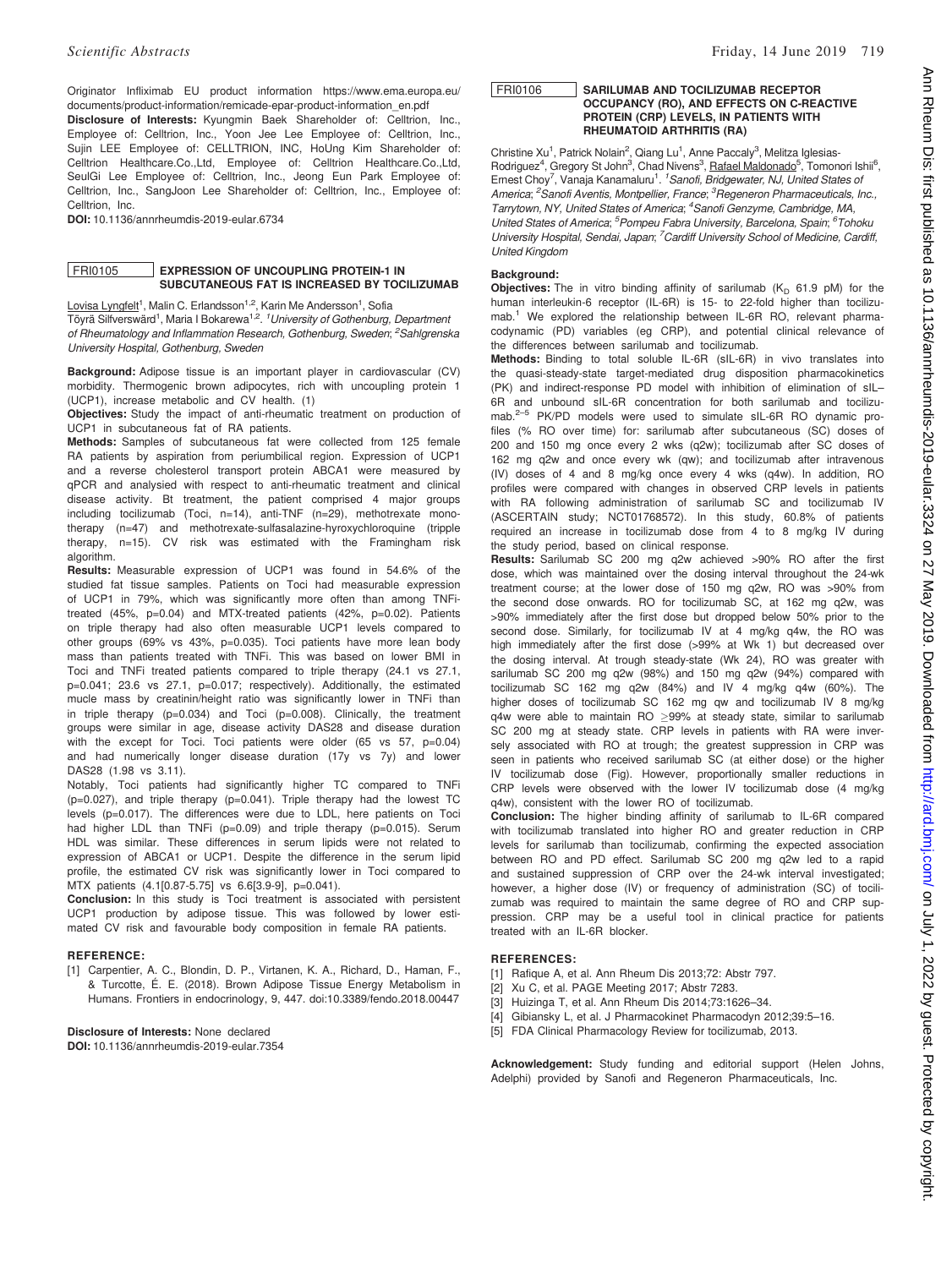Originator Infliximab EU product information https://www.ema.europa.eu/documents/product-information/remicade-epar-product-information_en.pdf

**Disclosure of Interests:** Kyungmin Baek Shareholder of: Celltrion, Inc., Employee of: Celltrion, Inc., Yoon Jee Lee Employee of: Celltrion, Inc., Sujin LEE Employee of: CELLTRION, INC, HoUng Kim Shareholder of: Celltrion Healthcare.Co.,Ltd, Employee of: Celltrion Healthcare.Co.,Ltd, SeulGi Lee Employee of: Celltrion, Inc., Jeong Eun Park Employee of: Celltrion, Inc., SangJoon Lee Shareholder of: Celltrion, Inc., Employee of: Celltrion, Inc.

**DOI:** 10.1136/annrheumdis-2019-eular.6734

## FRI0105 EXPRESSION OF UNCOUPLING PROTEIN-1 IN SUBCUTANEOUS FAT IS INCREASED BY TOCILIZUMAB

Lovisa Lyngfelt[1], Malin C. Erlandsson[1,2], Karin Me Andersson[1], Sofia Töyrä Silfverswärd[1], Maria I Bokarewa[1,2]. [1]*University of Gothenburg, Department of Rheumatology and Inflammation Research, Gothenburg, Sweden*; [2]*Sahlgrenska University Hospital, Gothenburg, Sweden*

**Background:** Adipose tissue is an important player in cardiovascular (CV) morbidity. Thermogenic brown adipocytes, rich with uncoupling protein 1 (UCP1), increase metabolic and CV health. (1)

**Objectives:** Study the impact of anti-rheumatic treatment on production of UCP1 in subcutaneous fat of RA patients.

**Methods:** Samples of subcutaneous fat were collected from 125 female RA patients by aspiration from periumbilical region. Expression of UCP1 and a reverse cholesterol transport protein ABCA1 were measured by qPCR and analysed with respect to anti-rheumatic treatment and clinical disease activity. Bt treatment, the patient comprised 4 major groups including tocilizumab (Toci, n=14), anti-TNF (n=29), methotrexate monotherapy (n=47) and methotrexate-sulfasalazine-hyroxychloroquine (tripple therapy, n=15). CV risk was estimated with the Framingham risk algorithm.

**Results:** Measurable expression of UCP1 was found in 54.6% of the studied fat tissue samples. Patients on Toci had measurable expression of UCP1 in 79%, which was significantly more often than among TNFi-treated (45%, p=0.04) and MTX-treated patients (42%, p=0.02). Patients on triple therapy had also often measurable UCP1 levels compared to other groups (69% vs 43%, p=0.035). Toci patients have more lean body mass than patients treated with TNFi. This was based on lower BMI in Toci and TNFi treated patients compared to triple therapy (24.1 vs 27.1, p=0.041; 23.6 vs 27.1, p=0.017; respectively). Additionally, the estimated mucle mass by creatinin/height ratio was significantly lower in TNFi than in triple therapy (p=0.034) and Toci (p=0.008). Clinically, the treatment groups were similar in age, disease activity DAS28 and disease duration with the except for Toci. Toci patients were older (65 vs 57, p=0.04) and had numerically longer disease duration (17y vs 7y) and lower DAS28 (1.98 vs 3.11).

Notably, Toci patients had significantly higher TC compared to TNFi (p=0.027), and triple therapy (p=0.041). Triple therapy had the lowest TC levels (p=0.017). The differences were due to LDL, here patients on Toci had higher LDL than TNFi (p=0.09) and triple therapy (p=0.015). Serum HDL was similar. These differences in serum lipids were not related to expression of ABCA1 or UCP1. Despite the difference in the serum lipid profile, the estimated CV risk was significantly lower in Toci compared to MTX patients (4.1[0.87-5.75] vs 6.6[3.9-9], p=0.041).

**Conclusion:** In this study is Toci treatment is associated with persistent UCP1 production by adipose tissue. This was followed by lower estimated CV risk and favourable body composition in female RA patients.

**REFERENCE:**

[1] Carpentier, A. C., Blondin, D. P., Virtanen, K. A., Richard, D., Haman, F., & Turcotte, É. E. (2018). Brown Adipose Tissue Energy Metabolism in Humans. Frontiers in endocrinology, 9, 447. doi:10.3389/fendo.2018.00447

**Disclosure of Interests:** None declared

**DOI:** 10.1136/annrheumdis-2019-eular.7354

## FRI0106 SARILUMAB AND TOCILIZUMAB RECEPTOR OCCUPANCY (RO), AND EFFECTS ON C-REACTIVE PROTEIN (CRP) LEVELS, IN PATIENTS WITH RHEUMATOID ARTHRITIS (RA)

Christine Xu[1], Patrick Nolain[2], Qiang Lu[1], Anne Paccaly[3], Melitza Iglesias-Rodriguez[4], Gregory St John[3], Chad Nivens[3], Rafael Maldonado[5], Tomonori Ishii[6], Ernest Choy[7], Vanaja Kanamaluru[1]. [1]*Sanofi, Bridgewater, NJ, United States of America*; [2]*Sanofi Aventis, Montpellier, France*; [3]*Regeneron Pharmaceuticals, Inc., Tarrytown, NY, United States of America*; [4]*Sanofi Genzyme, Cambridge, MA, United States of America*; [5]*Pompeu Fabra University, Barcelona, Spain*; [6]*Tohoku University Hospital, Sendai, Japan*; [7]*Cardiff University School of Medicine, Cardiff, United Kingdom*

**Background:**

**Objectives:** The in vitro binding affinity of sarilumab ($K_D$ 61.9 pM) for the human interleukin-6 receptor (IL-6R) is 15- to 22-fold higher than tocilizumab.[1] We explored the relationship between IL-6R RO, relevant pharmacodynamic (PD) variables (eg CRP), and potential clinical relevance of the differences between sarilumab and tocilizumab.

**Methods:** Binding to total soluble IL-6R (sIL-6R) in vivo translates into the quasi-steady-state target-mediated drug disposition pharmacokinetics (PK) and indirect-response PD model with inhibition of elimination of sIL–6R and unbound sIL-6R concentration for both sarilumab and tocilizumab.[2–5] PK/PD models were used to simulate sIL-6R RO dynamic profiles (% RO over time) for: sarilumab after subcutaneous (SC) doses of 200 and 150 mg once every 2 wks (q2w); tocilizumab after SC doses of 162 mg q2w and once every wk (qw); and tocilizumab after intravenous (IV) doses of 4 and 8 mg/kg once every 4 wks (q4w). In addition, RO profiles were compared with changes in observed CRP levels in patients with RA following administration of sarilumab SC and tocilizumab IV (ASCERTAIN study; NCT01768572). In this study, 60.8% of patients required an increase in tocilizumab dose from 4 to 8 mg/kg IV during the study period, based on clinical response.

**Results:** Sarilumab SC 200 mg q2w achieved >90% RO after the first dose, which was maintained over the dosing interval throughout the 24-wk treatment course; at the lower dose of 150 mg q2w, RO was >90% from the second dose onwards. RO for tocilizumab SC, at 162 mg q2w, was >90% immediately after the first dose but dropped below 50% prior to the second dose. Similarly, for tocilizumab IV at 4 mg/kg q4w, the RO was high immediately after the first dose (>99% at Wk 1) but decreased over the dosing interval. At trough steady-state (Wk 24), RO was greater with sarilumab SC 200 mg q2w (98%) and 150 mg q2w (94%) compared with tocilizumab SC 162 mg q2w (84%) and IV 4 mg/kg q4w (60%). The higher doses of tocilizumab SC 162 mg qw and tocilizumab IV 8 mg/kg q4w were able to maintain RO ≥99% at steady state, similar to sarilumab SC 200 mg at steady state. CRP levels in patients with RA were inversely associated with RO at trough; the greatest suppression in CRP was seen in patients who received sarilumab SC (at either dose) or the higher IV tocilizumab dose (Fig). However, proportionally smaller reductions in CRP levels were observed with the lower IV tocilizumab dose (4 mg/kg q4w), consistent with the lower RO of tocilizumab.

**Conclusion:** The higher binding affinity of sarilumab to IL-6R compared with tocilizumab translated into higher RO and greater reduction in CRP levels for sarilumab than tocilizumab, confirming the expected association between RO and PD effect. Sarilumab SC 200 mg q2w led to a rapid and sustained suppression of CRP over the 24-wk interval investigated; however, a higher dose (IV) or frequency of administration (SC) of tocilizumab was required to maintain the same degree of RO and CRP suppression. CRP may be a useful tool in clinical practice for patients treated with an IL-6R blocker.

**REFERENCES:**

[1] Rafique A, et al. Ann Rheum Dis 2013;72: Abstr 797.

[2] Xu C, et al. PAGE Meeting 2017; Abstr 7283.

[3] Huizinga T, et al. Ann Rheum Dis 2014;73:1626–34.

[4] Gibiansky L, et al. J Pharmacokinet Pharmacodyn 2012;39:5–16.

[5] FDA Clinical Pharmacology Review for tocilizumab, 2013.

**Acknowledgement:** Study funding and editorial support (Helen Johns, Adelphi) provided by Sanofi and Regeneron Pharmaceuticals, Inc.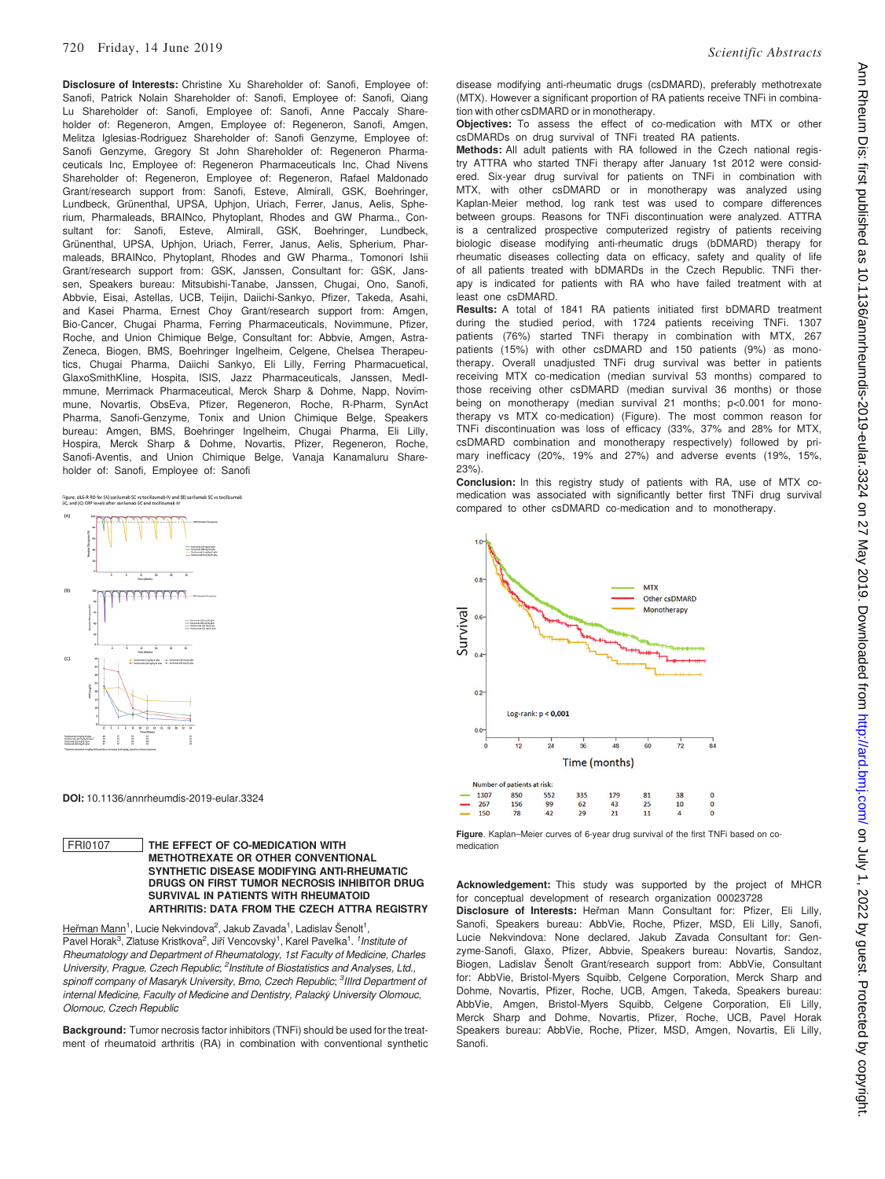**Disclosure of Interests:** Christine Xu Shareholder of: Sanofi, Employee of: Sanofi, Patrick Nolain Shareholder of: Sanofi, Employee of: Sanofi, Qiang Lu Shareholder of: Sanofi, Employee of: Sanofi, Anne Paccaly Shareholder of: Regeneron, Amgen, Employee of: Regeneron, Sanofi, Amgen, Melitza Iglesias-Rodriguez Shareholder of: Sanofi Genzyme, Employee of: Sanofi Genzyme, Gregory St John Shareholder of: Regeneron Pharmaceuticals Inc, Employee of: Regeneron Pharmaceuticals Inc, Chad Nivens Shareholder of: Regeneron, Employee of: Regeneron, Rafael Maldonado Grant/research support from: Sanofi, Esteve, Almirall, GSK, Boehringer, Lundbeck, Grünenthal, UPSA, Uphjon, Uriach, Ferrer, Janus, Aelis, Spherium, Pharmaleads, BRAINco, Phytoplant, Rhodes and GW Pharma., Consultant for: Sanofi, Esteve, Almirall, GSK, Boehringer, Lundbeck, Grünenthal, UPSA, Uphjon, Uriach, Ferrer, Janus, Aelis, Spherium, Pharmaleads, BRAINco, Phytoplant, Rhodes and GW Pharma., Tomonori Ishii Grant/research support from: GSK, Janssen, Consultant for: GSK, Janssen, Speakers bureau: Mitsubishi-Tanabe, Janssen, Chugai, Ono, Sanofi, Abbvie, Eisai, Astellas, UCB, Teijin, Daiichi-Sankyo, Pfizer, Takeda, Asahi, and Kasei Pharma, Ernest Choy Grant/research support from: Amgen, Bio-Cancer, Chugai Pharma, Ferring Pharmaceuticals, Novimmune, Pfizer, Roche, and Union Chimique Belge, Consultant for: Abbvie, Amgen, AstraZeneca, Biogen, BMS, Boehringer Ingelheim, Celgene, Chelsea Therapeutics, Chugai Pharma, Daiichi Sankyo, Eli Lilly, Ferring Pharmaceutical, GlaxoSmithKline, Hospita, ISIS, Jazz Pharmaceuticals, Janssen, MedImmune, Merrimack Pharmaceutical, Merck Sharp & Dohme, Napp, Novimmune, Novartis, ObsEva, Pfizer, Regeneron, Roche, R-Pharm, SynAct Pharma, Sanofi-Genzyme, Tonix and Union Chimique Belge, Speakers bureau: Amgen, BMS, Boehringer Ingelheim, Chugai Pharma, Eli Lilly, Hospira, Merck Sharp & Dohme, Novartis, Pfizer, Regeneron, Roche, Sanofi-Aventis, and Union Chimique Belge, Vanaja Kanamaluru Shareholder of: Sanofi, Employee of: Sanofi

Figure. sIL6-R RO for (A) sarilumab SC vs tocilizumab IV and (B) sarilumab SC vs tocilizumab SC, and (C) CRP levels after sarilumab SC and tocilizumab IV

**DOI:** 10.1136/annrheumdis-2019-eular.3324

## FRI0107 THE EFFECT OF CO-MEDICATION WITH METHOTREXATE OR OTHER CONVENTIONAL SYNTHETIC DISEASE MODIFYING ANTI-RHEUMATIC DRUGS ON FIRST TUMOR NECROSIS INHIBITOR DRUG SURVIVAL IN PATIENTS WITH RHEUMATOID ARTHRITIS: DATA FROM THE CZECH ATTRA REGISTRY

Heřman Mann[1], Lucie Nekvindova[2], Jakub Zavada[1], Ladislav Šenolt[1], Pavel Horak[3], Zlatuse Kristkova[2], Jiří Vencovský[1], Karel Pavelka[1]. *[1]Institute of Rheumatology and Department of Rheumatology, 1st Faculty of Medicine, Charles University, Prague, Czech Republic; [2]Institute of Biostatistics and Analyses, Ltd., spinoff company of Masaryk University, Brno, Czech Republic; [3]IIIrd Department of internal Medicine, Faculty of Medicine and Dentistry, Palacký University Olomouc, Olomouc, Czech Republic*

**Background:** Tumor necrosis factor inhibitors (TNFi) should be used for the treatment of rheumatoid arthritis (RA) in combination with conventional synthetic disease modifying anti-rheumatic drugs (csDMARD), preferably methotrexate (MTX). However a significant proportion of RA patients receive TNFi in combination with other csDMARD or in monotherapy.

**Objectives:** To assess the effect of co-medication with MTX or other csDMARDs on drug survival of TNFi treated RA patients.

**Methods:** All adult patients with RA followed in the Czech national registry ATTRA who started TNFi therapy after January 1st 2012 were considered. Six-year drug survival for patients on TNFi in combination with MTX, with other csDMARD or in monotherapy was analyzed using Kaplan-Meier method, log rank test was used to compare differences between groups. Reasons for TNFi discontinuation were analyzed. ATTRA is a centralized prospective computerized registry of patients receiving biologic disease modifying anti-rheumatic drugs (bDMARD) therapy for rheumatic diseases collecting data on efficacy, safety and quality of life of all patients treated with bDMARDs in the Czech Republic. TNFi therapy is indicated for patients with RA who have failed treatment with at least one csDMARD.

**Results:** A total of 1841 RA patients initiated first bDMARD treatment during the studied period, with 1724 patients receiving TNFi. 1307 patients (76%) started TNFi therapy in combination with MTX, 267 patients (15%) with other csDMARD and 150 patients (9%) as monotherapy. Overall unadjusted TNFi drug survival was better in patients receiving MTX co-medication (median survival 53 months) compared to those receiving other csDMARD (median survival 36 months) or those being on monotherapy (median survival 21 months; $p<0.001$ for monotherapy vs MTX co-medication) (Figure). The most common reason for TNFi discontinuation was loss of efficacy (33%, 37% and 28% for MTX, csDMARD combination and monotherapy respectively) followed by primary inefficacy (20%, 19% and 27%) and adverse events (19%, 15%, 23%).

**Conclusion:** In this registry study of patients with RA, use of MTX co-medication was associated with significantly better first TNFi drug survival compared to other csDMARD co-medication and to monotherapy.

Survival
Time (months)
MTX
Other csDMARD
Monotherapy
Log-rank: p < 0,001
Number of patients at risk:
1307 850 552 335 179 81 38 0
267 156 99 62 43 25 10 0
150 78 42 29 21 11 4 0

**Figure.** Kaplan–Meier curves of 6-year drug survival of the first TNFi based on co-medication

**Acknowledgement:** This study was supported by the project of MHCR for conceptual development of research organization 00023728

**Disclosure of Interests:** Heřman Mann Consultant for: Pfizer, Eli Lilly, Sanofi, Speakers bureau: AbbVie, Roche, Pfizer, MSD, Eli Lilly, Sanofi, Lucie Nekvindova: None declared, Jakub Zavada Consultant for: Genzyme-Sanofi, Glaxo, Pfizer, Abbvie, Speakers bureau: Novartis, Sandoz, Biogen, Ladislav Šenolt Grant/research support from: AbbVie, Consultant for: AbbVie, Bristol-Myers Squibb, Celgene Corporation, Merck Sharp and Dohme, Novartis, Pfizer, Roche, UCB, Amgen, Takeda, Speakers bureau: AbbVie, Amgen, Bristol-Myers Squibb, Celgene Corporation, Eli Lilly, Merck Sharp and Dohme, Novartis, Pfizer, Roche, UCB, Pavel Horak Speakers bureau: AbbVie, Roche, Pfizer, MSD, Amgen, Novartis, Eli Lilly, Sanofi.